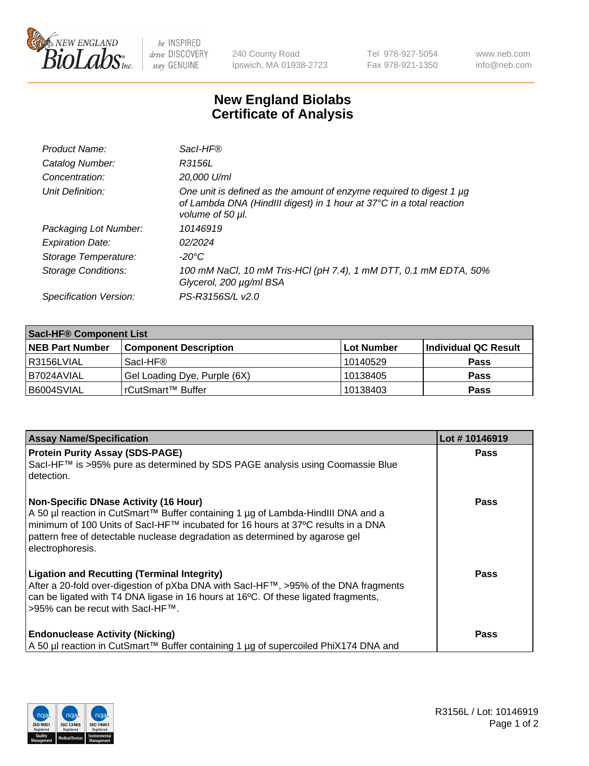# New England Biolabs Certificate of Analysis

| | |
|---|---|
| *Product Name:* | *SacI-HF®* |
| *Catalog Number:* | *R3156L* |
| *Concentration:* | *20,000 U/ml* |
| *Unit Definition:* | *One unit is defined as the amount of enzyme required to digest 1 µg of Lambda DNA (HindIII digest) in 1 hour at 37°C in a total reaction volume of 50 µl.* |
| *Packaging Lot Number:* | *10146919* |
| *Expiration Date:* | *02/2024* |
| *Storage Temperature:* | *-20°C* |
| *Storage Conditions:* | *100 mM NaCl, 10 mM Tris-HCl (pH 7.4), 1 mM DTT, 0.1 mM EDTA, 50% Glycerol, 200 µg/ml BSA* |
| *Specification Version:* | *PS-R3156S/L v2.0* |

| SacI-HF® Component List | | | |
|---|---|---|---|
| **NEB Part Number** | **Component Description** | **Lot Number** | **Individual QC Result** |
| R3156LVIAL | SacI-HF® | 10140529 | **Pass** |
| B7024AVIAL | Gel Loading Dye, Purple (6X) | 10138405 | **Pass** |
| B6004SVIAL | rCutSmart™ Buffer | 10138403 | **Pass** |

| Assay Name/Specification | Lot # 10146919 |
|---|---|
| **Protein Purity Assay (SDS-PAGE)**<br>SacI-HF™ is >95% pure as determined by SDS PAGE analysis using Coomassie Blue detection. | **Pass** |
| **Non-Specific DNase Activity (16 Hour)**<br>A 50 µl reaction in CutSmart™ Buffer containing 1 µg of Lambda-HindIII DNA and a minimum of 100 Units of SacI-HF™ incubated for 16 hours at 37ºC results in a DNA pattern free of detectable nuclease degradation as determined by agarose gel electrophoresis. | **Pass** |
| **Ligation and Recutting (Terminal Integrity)**<br>After a 20-fold over-digestion of pXba DNA with SacI-HF™, >95% of the DNA fragments can be ligated with T4 DNA ligase in 16 hours at 16ºC. Of these ligated fragments, >95% can be recut with SacI-HF™. | **Pass** |
| **Endonuclease Activity (Nicking)**<br>A 50 µl reaction in CutSmart™ Buffer containing 1 µg of supercoiled PhiX174 DNA and | **Pass** |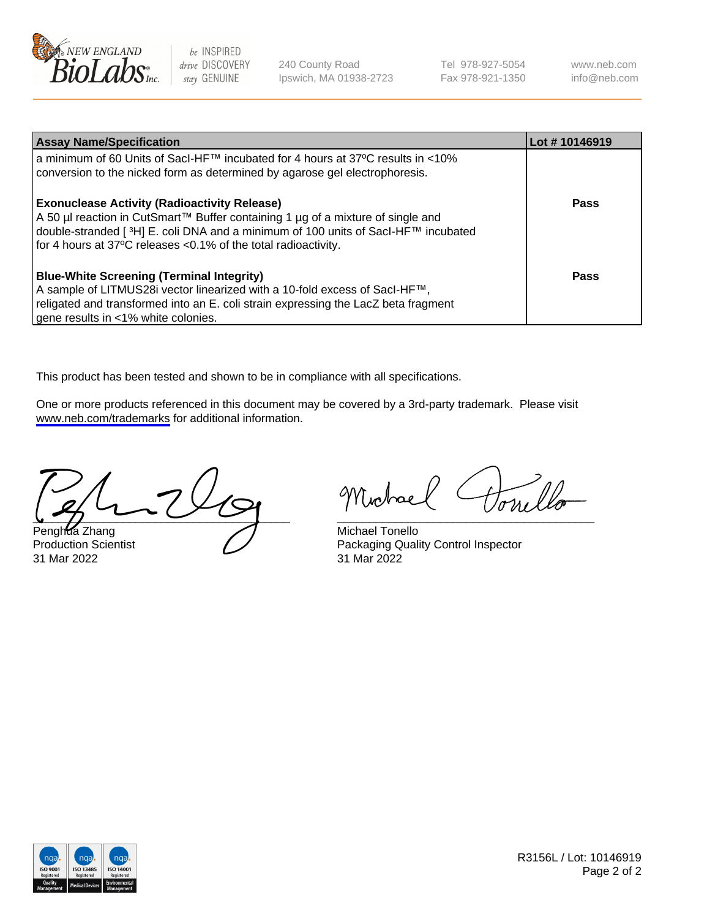| Assay Name/Specification | Lot # 10146919 |
|---|---|
| a minimum of 60 Units of SacI-HF™ incubated for 4 hours at 37ºC results in <10% conversion to the nicked form as determined by agarose gel electrophoresis. | |
| **Exonuclease Activity (Radioactivity Release)**<br>A 50 µl reaction in CutSmart™ Buffer containing 1 µg of a mixture of single and double-stranded [ $^{3}$H] E. coli DNA and a minimum of 100 units of SacI-HF™ incubated for 4 hours at 37ºC releases <0.1% of the total radioactivity. | **Pass** |
| **Blue-White Screening (Terminal Integrity)**<br>A sample of LITMUS28i vector linearized with a 10-fold excess of SacI-HF™, religated and transformed into an E. coli strain expressing the LacZ beta fragment gene results in <1% white colonies. | **Pass** |

This product has been tested and shown to be in compliance with all specifications.

One or more products referenced in this document may be covered by a 3rd-party trademark. Please visit www.neb.com/trademarks for additional information.

Penghua Zhang
Production Scientist
31 Mar 2022

Michael Tonello
Packaging Quality Control Inspector
31 Mar 2022

R3156L / Lot: 10146919